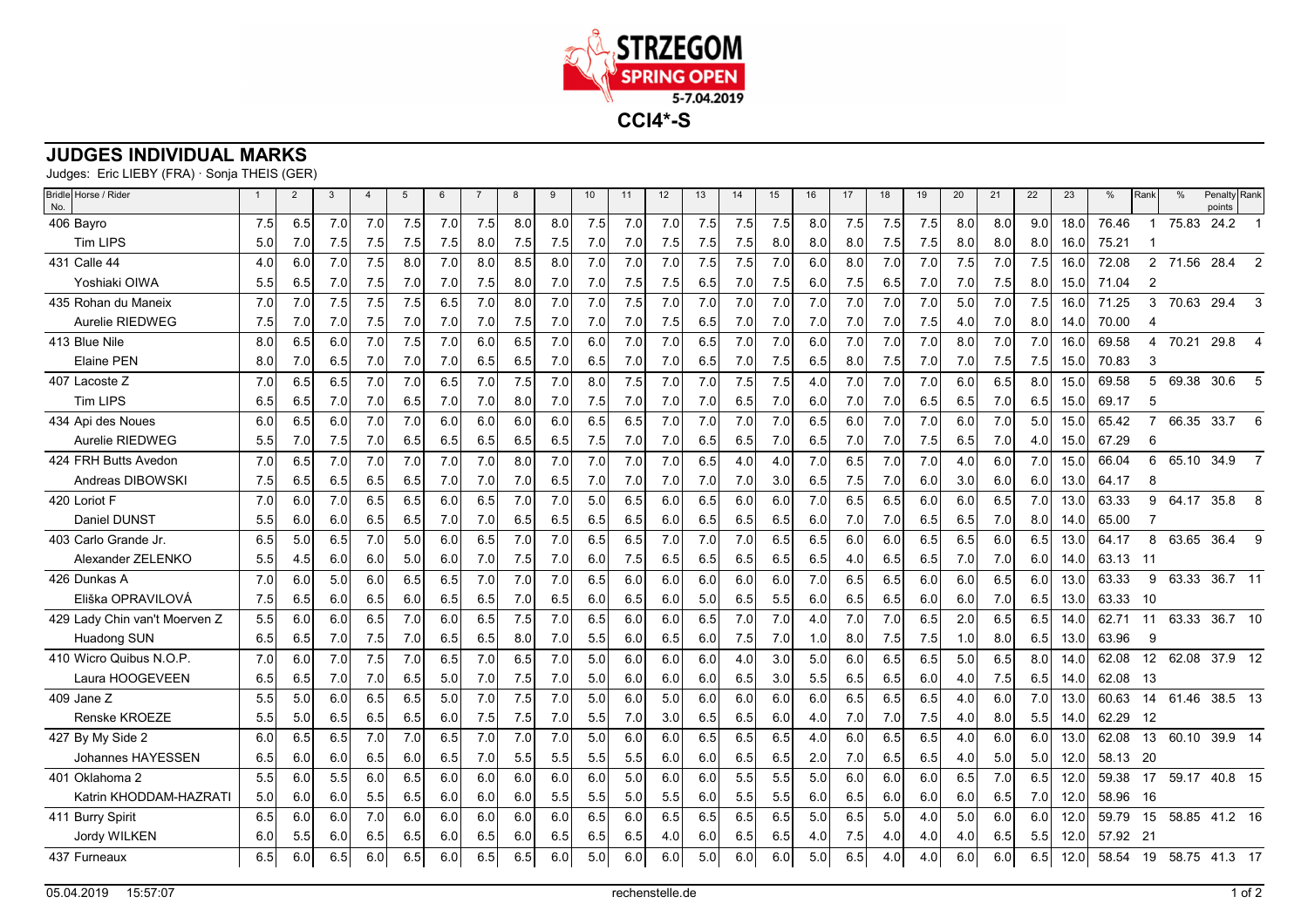# STRZEGOM SPRING OPEN

5-7.04.2019

**CCI4*-S**

## JUDGES INDIVIDUAL MARKS

Judges: Eric LIEBY (FRA) · Sonja THEIS (GER)

| Bridle No. | Horse / Rider | 1 | 2 | 3 | 4 | 5 | 6 | 7 | 8 | 9 | 10 | 11 | 12 | 13 | 14 | 15 | 16 | 17 | 18 | 19 | 20 | 21 | 22 | 23 | % | Rank | % | Penalty points | Rank |
|---|---|---|---|---|---|---|---|---|---|---|---|---|---|---|---|---|---|---|---|---|---|---|---|---|---|---|---|---|---|
| 406 | Bayro | 7.5 | 6.5 | 7.0 | 7.0 | 7.5 | 7.0 | 7.5 | 8.0 | 8.0 | 7.5 | 7.0 | 7.0 | 7.5 | 7.5 | 7.5 | 8.0 | 7.5 | 7.5 | 7.5 | 8.0 | 8.0 | 9.0 | 18.0 | 76.46 | 1 | 75.83 | 24.2 | 1 |
| | Tim LIPS | 5.0 | 7.0 | 7.5 | 7.5 | 7.5 | 7.5 | 8.0 | 7.5 | 7.5 | 7.0 | 7.0 | 7.5 | 7.5 | 7.5 | 8.0 | 8.0 | 8.0 | 7.5 | 7.5 | 8.0 | 8.0 | 8.0 | 16.0 | 75.21 | 1 | | | |
| 431 | Calle 44 | 4.0 | 6.0 | 7.0 | 7.5 | 8.0 | 7.0 | 8.0 | 8.5 | 8.0 | 7.0 | 7.0 | 7.0 | 7.5 | 7.5 | 7.0 | 6.0 | 8.0 | 7.0 | 7.0 | 7.5 | 7.0 | 7.5 | 16.0 | 72.08 | 2 | 71.56 | 28.4 | 2 |
| | Yoshiaki OIWA | 5.5 | 6.5 | 7.0 | 7.5 | 7.0 | 7.0 | 7.5 | 8.0 | 7.0 | 7.0 | 7.5 | 7.5 | 6.5 | 7.0 | 7.5 | 6.0 | 7.5 | 6.5 | 7.0 | 7.0 | 7.5 | 8.0 | 15.0 | 71.04 | 2 | | | |
| 435 | Rohan du Maneix | 7.0 | 7.0 | 7.5 | 7.5 | 7.5 | 6.5 | 7.0 | 8.0 | 7.0 | 7.0 | 7.5 | 7.0 | 7.0 | 7.0 | 7.0 | 7.0 | 7.0 | 7.0 | 7.0 | 5.0 | 7.0 | 7.5 | 16.0 | 71.25 | 3 | 70.63 | 29.4 | 3 |
| | Aurelie RIEDWEG | 7.5 | 7.0 | 7.0 | 7.5 | 7.0 | 7.0 | 7.0 | 7.5 | 7.0 | 7.0 | 7.0 | 7.5 | 6.5 | 7.0 | 7.0 | 7.0 | 7.0 | 7.0 | 7.5 | 4.0 | 7.0 | 8.0 | 14.0 | 70.00 | 4 | | | |
| 413 | Blue Nile | 8.0 | 6.5 | 6.0 | 7.0 | 7.5 | 7.0 | 6.0 | 6.5 | 7.0 | 6.0 | 7.0 | 7.0 | 6.5 | 7.0 | 7.0 | 6.0 | 7.0 | 7.0 | 7.0 | 8.0 | 7.0 | 7.0 | 16.0 | 69.58 | 4 | 70.21 | 29.8 | 4 |
| | Elaine PEN | 8.0 | 7.0 | 6.5 | 7.0 | 7.0 | 7.0 | 6.5 | 6.5 | 7.0 | 6.5 | 7.0 | 7.0 | 6.5 | 7.0 | 7.5 | 6.5 | 8.0 | 7.5 | 7.0 | 7.0 | 7.5 | 7.5 | 15.0 | 70.83 | 3 | | | |
| 407 | Lacoste Z | 7.0 | 6.5 | 6.5 | 7.0 | 7.0 | 6.5 | 7.0 | 7.5 | 7.0 | 8.0 | 7.5 | 7.0 | 7.0 | 7.5 | 7.5 | 4.0 | 7.0 | 7.0 | 7.0 | 6.0 | 6.5 | 8.0 | 15.0 | 69.58 | 5 | 69.38 | 30.6 | 5 |
| | Tim LIPS | 6.5 | 6.5 | 7.0 | 7.0 | 6.5 | 7.0 | 7.0 | 8.0 | 7.0 | 7.5 | 7.0 | 7.0 | 7.0 | 6.5 | 7.0 | 6.0 | 7.0 | 7.0 | 6.5 | 6.5 | 7.0 | 6.5 | 15.0 | 69.17 | 5 | | | |
| 434 | Api des Noues | 6.0 | 6.5 | 6.0 | 7.0 | 7.0 | 6.0 | 6.0 | 6.0 | 6.0 | 6.5 | 6.5 | 7.0 | 7.0 | 7.0 | 7.0 | 6.5 | 6.0 | 7.0 | 7.0 | 6.0 | 7.0 | 5.0 | 15.0 | 65.42 | 7 | 66.35 | 33.7 | 6 |
| | Aurelie RIEDWEG | 5.5 | 7.0 | 7.5 | 7.0 | 6.5 | 6.5 | 6.5 | 6.5 | 6.5 | 7.5 | 7.0 | 7.0 | 6.5 | 6.5 | 7.0 | 6.5 | 7.0 | 7.0 | 7.5 | 6.5 | 7.0 | 4.0 | 15.0 | 67.29 | 6 | | | |
| 424 | FRH Butts Avedon | 7.0 | 6.5 | 7.0 | 7.0 | 7.0 | 7.0 | 7.0 | 8.0 | 7.0 | 7.0 | 7.0 | 7.0 | 6.5 | 4.0 | 4.0 | 7.0 | 6.5 | 7.0 | 7.0 | 4.0 | 6.0 | 7.0 | 15.0 | 66.04 | 6 | 65.10 | 34.9 | 7 |
| | Andreas DIBOWSKI | 7.5 | 6.5 | 6.5 | 6.5 | 6.5 | 7.0 | 7.0 | 7.0 | 6.5 | 7.0 | 7.0 | 7.0 | 7.0 | 7.0 | 3.0 | 6.5 | 7.5 | 7.0 | 6.0 | 3.0 | 6.0 | 6.0 | 13.0 | 64.17 | 8 | | | |
| 420 | Loriot F | 7.0 | 6.0 | 7.0 | 6.5 | 6.5 | 6.0 | 6.5 | 7.0 | 7.0 | 5.0 | 6.5 | 6.0 | 6.5 | 6.0 | 6.0 | 7.0 | 6.5 | 6.5 | 6.0 | 6.0 | 6.5 | 7.0 | 13.0 | 63.33 | 9 | 64.17 | 35.8 | 8 |
| | Daniel DUNST | 5.5 | 6.0 | 6.0 | 6.5 | 6.5 | 7.0 | 7.0 | 6.5 | 6.5 | 6.5 | 6.5 | 6.0 | 6.5 | 6.5 | 6.5 | 6.0 | 7.0 | 7.0 | 6.5 | 6.5 | 7.0 | 8.0 | 14.0 | 65.00 | 7 | | | |
| 403 | Carlo Grande Jr. | 6.5 | 5.0 | 6.5 | 7.0 | 5.0 | 6.0 | 6.5 | 7.0 | 7.0 | 6.5 | 6.5 | 7.0 | 7.0 | 7.0 | 6.5 | 6.5 | 6.0 | 6.0 | 6.5 | 6.5 | 6.0 | 6.5 | 13.0 | 64.17 | 8 | 63.65 | 36.4 | 9 |
| | Alexander ZELENKO | 5.5 | 4.5 | 6.0 | 6.0 | 5.0 | 6.0 | 7.0 | 7.5 | 7.0 | 6.0 | 7.5 | 6.5 | 6.5 | 6.5 | 6.5 | 6.5 | 4.0 | 6.5 | 6.5 | 7.0 | 7.0 | 6.0 | 14.0 | 63.13 | 11 | | | |
| 426 | Dunkas A | 7.0 | 6.0 | 5.0 | 6.0 | 6.5 | 6.5 | 7.0 | 7.0 | 7.0 | 6.5 | 6.0 | 6.0 | 6.0 | 6.0 | 6.0 | 7.0 | 6.5 | 6.5 | 6.0 | 6.0 | 6.5 | 6.0 | 13.0 | 63.33 | 9 | 63.33 | 36.7 | 11 |
| | Eliška OPRAVILOVÁ | 7.5 | 6.5 | 6.0 | 6.5 | 6.0 | 6.5 | 6.5 | 7.0 | 6.5 | 6.0 | 6.5 | 6.0 | 5.0 | 6.5 | 5.5 | 6.0 | 6.5 | 6.5 | 6.0 | 6.0 | 7.0 | 6.5 | 13.0 | 63.33 | 10 | | | |
| 429 | Lady Chin van't Moerven Z | 5.5 | 6.0 | 6.0 | 6.5 | 7.0 | 6.0 | 6.5 | 7.5 | 7.0 | 6.5 | 6.0 | 6.0 | 6.5 | 7.0 | 7.0 | 4.0 | 7.0 | 7.0 | 6.5 | 2.0 | 6.5 | 6.5 | 14.0 | 62.71 | 11 | 63.33 | 36.7 | 10 |
| | Huadong SUN | 6.5 | 6.5 | 7.0 | 7.5 | 7.0 | 6.5 | 6.5 | 8.0 | 7.0 | 5.5 | 6.0 | 6.5 | 6.0 | 7.5 | 7.0 | 1.0 | 8.0 | 7.5 | 7.5 | 1.0 | 8.0 | 6.5 | 13.0 | 63.96 | 9 | | | |
| 410 | Wicro Quibus N.O.P. | 7.0 | 6.0 | 7.0 | 7.5 | 7.0 | 6.5 | 7.0 | 6.5 | 7.0 | 5.0 | 6.0 | 6.0 | 6.0 | 4.0 | 3.0 | 5.0 | 6.0 | 6.5 | 6.5 | 5.0 | 6.5 | 8.0 | 14.0 | 62.08 | 12 | 62.08 | 37.9 | 12 |
| | Laura HOOGEVEEN | 6.5 | 6.5 | 7.0 | 7.0 | 6.5 | 5.0 | 7.0 | 7.5 | 7.0 | 5.0 | 6.0 | 6.0 | 6.0 | 6.5 | 3.0 | 5.5 | 6.5 | 6.5 | 6.0 | 4.0 | 7.5 | 6.5 | 14.0 | 62.08 | 13 | | | |
| 409 | Jane Z | 5.5 | 5.0 | 6.0 | 6.5 | 6.5 | 5.0 | 7.0 | 7.5 | 7.0 | 5.0 | 6.0 | 5.0 | 6.0 | 6.0 | 6.0 | 6.0 | 6.5 | 6.5 | 6.5 | 4.0 | 6.0 | 7.0 | 13.0 | 60.63 | 14 | 61.46 | 38.5 | 13 |
| | Renske KROEZE | 5.5 | 5.0 | 6.5 | 6.5 | 6.5 | 6.0 | 7.5 | 7.5 | 7.0 | 5.5 | 7.0 | 3.0 | 6.5 | 6.5 | 6.0 | 4.0 | 7.0 | 7.0 | 7.5 | 4.0 | 8.0 | 5.5 | 14.0 | 62.29 | 12 | | | |
| 427 | By My Side 2 | 6.0 | 6.5 | 6.5 | 7.0 | 7.0 | 6.5 | 7.0 | 7.0 | 7.0 | 5.0 | 6.0 | 6.0 | 6.5 | 6.5 | 6.5 | 4.0 | 6.0 | 6.5 | 6.5 | 4.0 | 6.0 | 6.0 | 13.0 | 62.08 | 13 | 60.10 | 39.9 | 14 |
| | Johannes HAYESSEN | 6.5 | 6.0 | 6.0 | 6.5 | 6.0 | 6.5 | 7.0 | 5.5 | 5.5 | 5.5 | 5.5 | 6.0 | 6.0 | 6.5 | 6.5 | 2.0 | 7.0 | 6.5 | 6.5 | 4.0 | 5.0 | 5.0 | 12.0 | 58.13 | 20 | | | |
| 401 | Oklahoma 2 | 5.5 | 6.0 | 5.5 | 6.0 | 6.5 | 6.0 | 6.0 | 6.0 | 6.0 | 6.0 | 5.0 | 6.0 | 6.0 | 5.5 | 5.5 | 5.0 | 6.0 | 6.0 | 6.0 | 6.5 | 7.0 | 6.5 | 12.0 | 59.38 | 17 | 59.17 | 40.8 | 15 |
| | Katrin KHODDAM-HAZRATI | 5.0 | 6.0 | 6.0 | 5.5 | 6.5 | 6.0 | 6.0 | 6.0 | 5.5 | 5.5 | 5.0 | 5.5 | 6.0 | 5.5 | 5.5 | 6.0 | 6.5 | 6.0 | 6.0 | 6.0 | 6.5 | 7.0 | 12.0 | 58.96 | 16 | | | |
| 411 | Burry Spirit | 6.5 | 6.0 | 6.0 | 7.0 | 6.0 | 6.0 | 6.0 | 6.0 | 6.0 | 6.5 | 6.0 | 6.5 | 6.5 | 6.5 | 6.5 | 5.0 | 6.5 | 5.0 | 4.0 | 5.0 | 6.0 | 6.0 | 12.0 | 59.79 | 15 | 58.85 | 41.2 | 16 |
| | Jordy WILKEN | 6.0 | 5.5 | 6.0 | 6.5 | 6.5 | 6.0 | 6.5 | 6.0 | 6.5 | 6.5 | 6.5 | 4.0 | 6.0 | 6.5 | 6.5 | 4.0 | 7.5 | 4.0 | 4.0 | 4.0 | 6.5 | 5.5 | 12.0 | 57.92 | 21 | | | |
| 437 | Furneaux | 6.5 | 6.0 | 6.5 | 6.0 | 6.5 | 6.0 | 6.5 | 6.5 | 6.0 | 5.0 | 6.0 | 6.0 | 5.0 | 6.0 | 6.0 | 5.0 | 6.5 | 4.0 | 4.0 | 6.0 | 6.0 | 6.5 | 12.0 | 58.54 | 19 | 58.75 | 41.3 | 17 |

05.04.2019 15:57:07 rechenstelle.de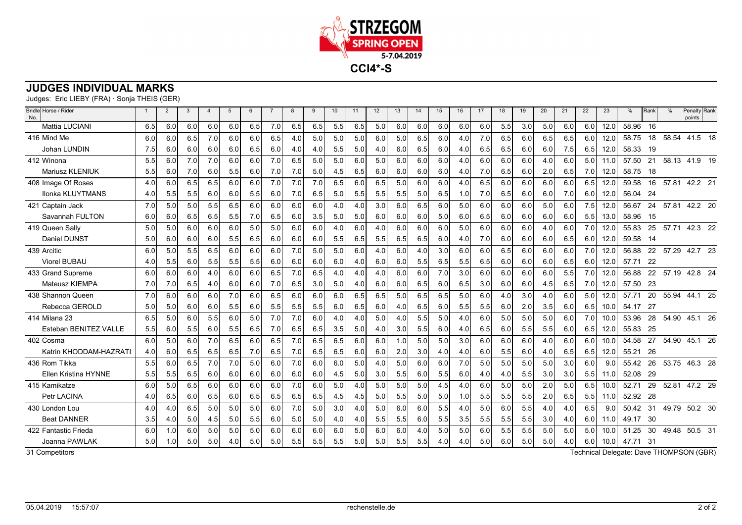**CCI4*-S**

## JUDGES INDIVIDUAL MARKS

Judges: Eric LIEBY (FRA) · Sonja THEIS (GER)

| Bridle No. | Horse / Rider | 1 | 2 | 3 | 4 | 5 | 6 | 7 | 8 | 9 | 10 | 11 | 12 | 13 | 14 | 15 | 16 | 17 | 18 | 19 | 20 | 21 | 22 | 23 | % | Rank | % | Penalty points | Rank |
|---|---|---|---|---|---|---|---|---|---|---|---|---|---|---|---|---|---|---|---|---|---|---|---|---|---|---|---|---|---|
| | Mattia LUCIANI | 6.5 | 6.0 | 6.0 | 6.0 | 6.0 | 6.5 | 7.0 | 6.5 | 6.5 | 5.5 | 6.5 | 5.0 | 6.0 | 6.0 | 6.0 | 6.0 | 6.0 | 5.5 | 3.0 | 5.0 | 6.0 | 6.0 | 12.0 | 58.96 | 16 | | | |
| 416 | Mind Me | 6.0 | 6.0 | 6.5 | 7.0 | 6.0 | 6.0 | 6.5 | 4.0 | 5.0 | 5.0 | 5.0 | 6.0 | 5.0 | 6.5 | 6.0 | 4.0 | 7.0 | 6.5 | 6.0 | 6.5 | 6.5 | 6.0 | 12.0 | 58.75 | 18 | 58.54 | 41.5 | 18 |
| | Johan LUNDIN | 7.5 | 6.0 | 6.0 | 6.0 | 6.0 | 6.5 | 6.0 | 4.0 | 4.0 | 5.5 | 5.0 | 4.0 | 6.0 | 6.5 | 6.0 | 4.0 | 6.5 | 6.5 | 6.0 | 6.0 | 7.5 | 6.5 | 12.0 | 58.33 | 19 | | | |
| 412 | Winona | 5.5 | 6.0 | 7.0 | 7.0 | 6.0 | 6.0 | 7.0 | 6.5 | 5.0 | 5.0 | 6.0 | 5.0 | 6.0 | 6.0 | 6.0 | 4.0 | 6.0 | 6.0 | 6.0 | 4.0 | 6.0 | 5.0 | 11.0 | 57.50 | 21 | 58.13 | 41.9 | 19 |
| | Mariusz KLENIUK | 5.5 | 6.0 | 7.0 | 6.0 | 5.5 | 6.0 | 7.0 | 7.0 | 5.0 | 4.5 | 6.5 | 6.0 | 6.0 | 6.0 | 6.0 | 4.0 | 7.0 | 6.5 | 6.0 | 2.0 | 6.5 | 7.0 | 12.0 | 58.75 | 18 | | | |
| 408 | Image Of Roses | 4.0 | 6.0 | 6.5 | 6.5 | 6.0 | 6.0 | 7.0 | 7.0 | 7.0 | 6.5 | 6.0 | 6.5 | 5.0 | 6.0 | 6.0 | 4.0 | 6.5 | 6.0 | 6.0 | 6.0 | 6.0 | 6.5 | 12.0 | 59.58 | 16 | 57.81 | 42.2 | 21 |
| | Ilonka KLUYTMANS | 4.0 | 5.5 | 5.5 | 6.0 | 6.0 | 5.5 | 6.0 | 7.0 | 6.5 | 5.0 | 5.5 | 5.5 | 5.5 | 5.0 | 6.5 | 1.0 | 7.0 | 6.5 | 6.0 | 6.0 | 7.0 | 6.0 | 12.0 | 56.04 | 24 | | | |
| 421 | Captain Jack | 7.0 | 5.0 | 5.0 | 5.5 | 6.5 | 6.0 | 6.0 | 6.0 | 6.0 | 4.0 | 4.0 | 3.0 | 6.0 | 6.5 | 6.0 | 5.0 | 6.0 | 6.0 | 6.0 | 5.0 | 6.0 | 7.5 | 12.0 | 56.67 | 24 | 57.81 | 42.2 | 20 |
| | Savannah FULTON | 6.0 | 6.0 | 6.5 | 6.5 | 5.5 | 7.0 | 6.5 | 6.0 | 3.5 | 5.0 | 5.0 | 6.0 | 6.0 | 6.0 | 5.0 | 6.0 | 6.5 | 6.0 | 6.0 | 6.0 | 6.0 | 5.5 | 13.0 | 58.96 | 15 | | | |
| 419 | Queen Sally | 5.0 | 5.0 | 6.0 | 6.0 | 6.0 | 5.0 | 5.0 | 6.0 | 6.0 | 4.0 | 6.0 | 4.0 | 6.0 | 6.0 | 6.0 | 5.0 | 6.0 | 6.0 | 6.0 | 4.0 | 6.0 | 7.0 | 12.0 | 55.83 | 25 | 57.71 | 42.3 | 22 |
| | Daniel DUNST | 5.0 | 6.0 | 6.0 | 6.0 | 5.5 | 6.5 | 6.0 | 6.0 | 6.0 | 5.5 | 6.5 | 5.5 | 6.5 | 6.5 | 6.0 | 4.0 | 7.0 | 6.0 | 6.0 | 6.0 | 6.5 | 6.0 | 12.0 | 59.58 | 14 | | | |
| 439 | Arcitic | 6.0 | 5.0 | 5.5 | 6.5 | 6.0 | 6.0 | 6.0 | 7.0 | 5.0 | 5.0 | 6.0 | 4.0 | 6.0 | 4.0 | 3.0 | 6.0 | 6.0 | 6.5 | 6.0 | 6.0 | 6.0 | 7.0 | 12.0 | 56.88 | 22 | 57.29 | 42.7 | 23 |
| | Viorel BUBAU | 4.0 | 5.5 | 6.0 | 5.5 | 5.5 | 5.5 | 6.0 | 6.0 | 6.0 | 6.0 | 4.0 | 6.0 | 6.0 | 5.5 | 6.5 | 5.5 | 6.5 | 6.0 | 6.0 | 6.0 | 6.5 | 6.0 | 12.0 | 57.71 | 22 | | | |
| 433 | Grand Supreme | 6.0 | 6.0 | 6.0 | 4.0 | 6.0 | 6.0 | 6.5 | 7.0 | 6.5 | 4.0 | 4.0 | 4.0 | 6.0 | 6.0 | 7.0 | 3.0 | 6.0 | 6.0 | 6.0 | 6.0 | 5.5 | 7.0 | 12.0 | 56.88 | 22 | 57.19 | 42.8 | 24 |
| | Mateusz KIEMPA | 7.0 | 7.0 | 6.5 | 4.0 | 6.0 | 6.0 | 7.0 | 6.5 | 3.0 | 5.0 | 4.0 | 6.0 | 6.0 | 6.5 | 6.0 | 6.5 | 3.0 | 6.0 | 6.0 | 4.5 | 6.5 | 7.0 | 12.0 | 57.50 | 23 | | | |
| 438 | Shannon Queen | 7.0 | 6.0 | 6.0 | 6.0 | 7.0 | 6.0 | 6.5 | 6.0 | 6.0 | 6.0 | 6.5 | 6.5 | 5.0 | 6.5 | 6.5 | 5.0 | 6.0 | 4.0 | 3.0 | 4.0 | 6.0 | 5.0 | 12.0 | 57.71 | 20 | 55.94 | 44.1 | 25 |
| | Rebecca GEROLD | 5.0 | 5.0 | 6.0 | 6.0 | 5.5 | 6.0 | 5.5 | 5.5 | 5.5 | 6.0 | 6.5 | 6.0 | 4.0 | 6.5 | 6.0 | 5.5 | 5.5 | 6.0 | 2.0 | 3.5 | 6.0 | 6.5 | 10.0 | 54.17 | 27 | | | |
| 414 | Milana 23 | 6.5 | 5.0 | 6.0 | 5.5 | 6.0 | 5.0 | 7.0 | 7.0 | 6.0 | 4.0 | 4.0 | 5.0 | 4.0 | 5.5 | 5.0 | 4.0 | 6.0 | 5.0 | 5.0 | 5.0 | 6.0 | 7.0 | 10.0 | 53.96 | 28 | 54.90 | 45.1 | 26 |
| | Esteban BENITEZ VALLE | 5.5 | 6.0 | 5.5 | 6.0 | 5.5 | 6.5 | 7.0 | 6.5 | 6.5 | 3.5 | 5.0 | 4.0 | 3.0 | 5.5 | 6.0 | 4.0 | 6.5 | 6.0 | 5.5 | 5.5 | 6.0 | 6.5 | 12.0 | 55.83 | 25 | | | |
| 402 | Cosma | 6.0 | 5.0 | 6.0 | 7.0 | 6.5 | 6.0 | 6.5 | 7.0 | 6.5 | 6.5 | 6.0 | 6.0 | 1.0 | 5.0 | 5.0 | 3.0 | 6.0 | 6.0 | 6.0 | 4.0 | 6.0 | 6.0 | 10.0 | 54.58 | 27 | 54.90 | 45.1 | 26 |
| | Katrin KHODDAM-HAZRATI | 4.0 | 6.0 | 6.5 | 6.5 | 6.5 | 7.0 | 6.5 | 7.0 | 6.5 | 6.5 | 6.0 | 6.0 | 2.0 | 3.0 | 4.0 | 4.0 | 6.0 | 5.5 | 6.0 | 4.0 | 6.5 | 6.5 | 12.0 | 55.21 | 26 | | | |
| 436 | Rom Tikka | 5.5 | 6.0 | 6.5 | 7.0 | 7.0 | 5.0 | 6.0 | 7.0 | 6.0 | 6.0 | 5.0 | 4.0 | 5.0 | 6.0 | 6.0 | 7.0 | 5.0 | 5.0 | 5.0 | 5.0 | 3.0 | 6.0 | 9.0 | 55.42 | 26 | 53.75 | 46.3 | 28 |
| | Ellen Kristina HYNNE | 5.5 | 5.5 | 6.5 | 6.0 | 6.0 | 6.0 | 6.0 | 6.0 | 6.0 | 4.5 | 5.0 | 3.0 | 5.5 | 6.0 | 5.5 | 6.0 | 4.0 | 4.0 | 5.5 | 3.0 | 3.0 | 5.5 | 11.0 | 52.08 | 29 | | | |
| 415 | Kamikatze | 6.0 | 5.0 | 6.5 | 6.0 | 6.0 | 6.0 | 6.0 | 7.0 | 6.0 | 5.0 | 4.0 | 5.0 | 5.0 | 5.0 | 4.5 | 4.0 | 6.0 | 5.0 | 5.0 | 2.0 | 5.0 | 6.5 | 10.0 | 52.71 | 29 | 52.81 | 47.2 | 29 |
| | Petr LACINA | 4.0 | 6.5 | 6.0 | 6.5 | 6.0 | 6.5 | 6.5 | 6.5 | 6.5 | 4.5 | 4.5 | 5.0 | 5.5 | 5.0 | 5.0 | 1.0 | 5.5 | 5.5 | 5.5 | 2.0 | 6.5 | 5.5 | 11.0 | 52.92 | 28 | | | |
| 430 | London Lou | 4.0 | 4.0 | 6.5 | 5.0 | 5.0 | 5.0 | 6.0 | 7.0 | 5.0 | 3.0 | 4.0 | 5.0 | 6.0 | 6.0 | 5.5 | 4.0 | 5.0 | 6.0 | 5.5 | 4.0 | 4.0 | 6.5 | 9.0 | 50.42 | 31 | 49.79 | 50.2 | 30 |
| | Beat DANNER | 3.5 | 4.0 | 5.0 | 4.5 | 5.0 | 5.5 | 6.0 | 5.0 | 5.0 | 4.0 | 4.0 | 5.5 | 5.5 | 6.0 | 5.5 | 3.5 | 5.5 | 5.5 | 5.5 | 3.0 | 4.0 | 6.0 | 11.0 | 49.17 | 30 | | | |
| 422 | Fantastic Frieda | 6.0 | 1.0 | 6.0 | 5.0 | 5.0 | 5.0 | 6.0 | 6.0 | 6.0 | 6.0 | 5.0 | 6.0 | 6.0 | 4.0 | 5.0 | 5.0 | 6.0 | 5.5 | 5.5 | 5.0 | 5.0 | 5.0 | 10.0 | 51.25 | 30 | 49.48 | 50.5 | 31 |
| | Joanna PAWLAK | 5.0 | 1.0 | 5.0 | 5.0 | 4.0 | 5.0 | 5.0 | 5.5 | 5.5 | 5.5 | 5.0 | 5.0 | 5.5 | 5.5 | 4.0 | 4.0 | 5.0 | 6.0 | 5.0 | 5.0 | 4.0 | 6.0 | 10.0 | 47.71 | 31 | | | |

31 Competitors

Technical Delegate: Dave THOMPSON (GBR)

05.04.2019 15:57:07

rechenstelle.de